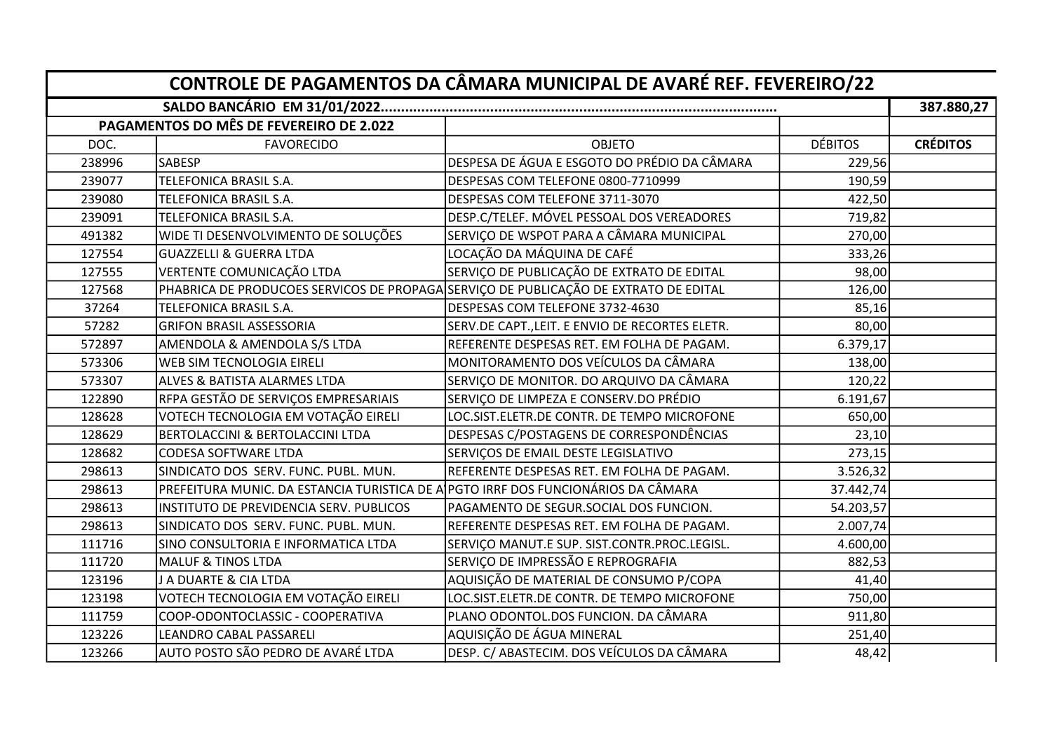| CONTROLE DE PAGAMENTOS DA CÂMARA MUNICIPAL DE AVARÉ REF. FEVEREIRO/22 | | | | |
|---|---|---|---|---|
| **SALDO BANCÁRIO EM 31/01/2022.....................................................................................** | | | | **387.880,27** |
| **PAGAMENTOS DO MÊS DE FEVEREIRO DE 2.022** | | | | |
| DOC. | FAVORECIDO | OBJETO | DÉBITOS | **CRÉDITOS** |
| 238996 | SABESP | DESPESA DE ÁGUA E ESGOTO DO PRÉDIO DA CÂMARA | 229,56 | |
| 239077 | TELEFONICA BRASIL S.A. | DESPESAS COM TELEFONE 0800-7710999 | 190,59 | |
| 239080 | TELEFONICA BRASIL S.A. | DESPESAS COM TELEFONE 3711-3070 | 422,50 | |
| 239091 | TELEFONICA BRASIL S.A. | DESP.C/TELEF. MÓVEL PESSOAL DOS VEREADORES | 719,82 | |
| 491382 | WIDE TI DESENVOLVIMENTO DE SOLUÇÕES | SERVIÇO DE WSPOT PARA A CÂMARA MUNICIPAL | 270,00 | |
| 127554 | GUAZZELLI & GUERRA LTDA | LOCAÇÃO DA MÁQUINA DE CAFÉ | 333,26 | |
| 127555 | VERTENTE COMUNICAÇÃO LTDA | SERVIÇO DE PUBLICAÇÃO DE EXTRATO DE EDITAL | 98,00 | |
| 127568 | PHABRICA DE PRODUCOES SERVICOS DE PROPAGA | SERVIÇO DE PUBLICAÇÃO DE EXTRATO DE EDITAL | 126,00 | |
| 37264 | TELEFONICA BRASIL S.A. | DESPESAS COM TELEFONE 3732-4630 | 85,16 | |
| 57282 | GRIFON BRASIL ASSESSORIA | SERV.DE CAPT.,LEIT. E ENVIO DE RECORTES ELETR. | 80,00 | |
| 572897 | AMENDOLA & AMENDOLA S/S LTDA | REFERENTE DESPESAS RET. EM FOLHA DE PAGAM. | 6.379,17 | |
| 573306 | WEB SIM TECNOLOGIA EIRELI | MONITORAMENTO DOS VEÍCULOS DA CÂMARA | 138,00 | |
| 573307 | ALVES & BATISTA ALARMES LTDA | SERVIÇO DE MONITOR. DO ARQUIVO DA CÂMARA | 120,22 | |
| 122890 | RFPA GESTÃO DE SERVIÇOS EMPRESARIAIS | SERVIÇO DE LIMPEZA E CONSERV.DO PRÉDIO | 6.191,67 | |
| 128628 | VOTECH TECNOLOGIA EM VOTAÇÃO EIRELI | LOC.SIST.ELETR.DE CONTR. DE TEMPO MICROFONE | 650,00 | |
| 128629 | BERTOLACCINI & BERTOLACCINI LTDA | DESPESAS C/POSTAGENS DE CORRESPONDÊNCIAS | 23,10 | |
| 128682 | CODESA SOFTWARE LTDA | SERVIÇOS DE EMAIL DESTE LEGISLATIVO | 273,15 | |
| 298613 | SINDICATO DOS SERV. FUNC. PUBL. MUN. | REFERENTE DESPESAS RET. EM FOLHA DE PAGAM. | 3.526,32 | |
| 298613 | PREFEITURA MUNIC. DA ESTANCIA TURISTICA DE A | PGTO IRRF DOS FUNCIONÁRIOS DA CÂMARA | 37.442,74 | |
| 298613 | INSTITUTO DE PREVIDENCIA SERV. PUBLICOS | PAGAMENTO DE SEGUR.SOCIAL DOS FUNCION. | 54.203,57 | |
| 298613 | SINDICATO DOS SERV. FUNC. PUBL. MUN. | REFERENTE DESPESAS RET. EM FOLHA DE PAGAM. | 2.007,74 | |
| 111716 | SINO CONSULTORIA E INFORMATICA LTDA | SERVIÇO MANUT.E SUP. SIST.CONTR.PROC.LEGISL. | 4.600,00 | |
| 111720 | MALUF & TINOS LTDA | SERVIÇO DE IMPRESSÃO E REPROGRAFIA | 882,53 | |
| 123196 | J A DUARTE & CIA LTDA | AQUISIÇÃO DE MATERIAL DE CONSUMO P/COPA | 41,40 | |
| 123198 | VOTECH TECNOLOGIA EM VOTAÇÃO EIRELI | LOC.SIST.ELETR.DE CONTR. DE TEMPO MICROFONE | 750,00 | |
| 111759 | COOP-ODONTOCLASSIC - COOPERATIVA | PLANO ODONTOL.DOS FUNCION. DA CÂMARA | 911,80 | |
| 123226 | LEANDRO CABAL PASSARELI | AQUISIÇÃO DE ÁGUA MINERAL | 251,40 | |
| 123266 | AUTO POSTO SÃO PEDRO DE AVARÉ LTDA | DESP. C/ ABASTECIM. DOS VEÍCULOS DA CÂMARA | 48,42 | |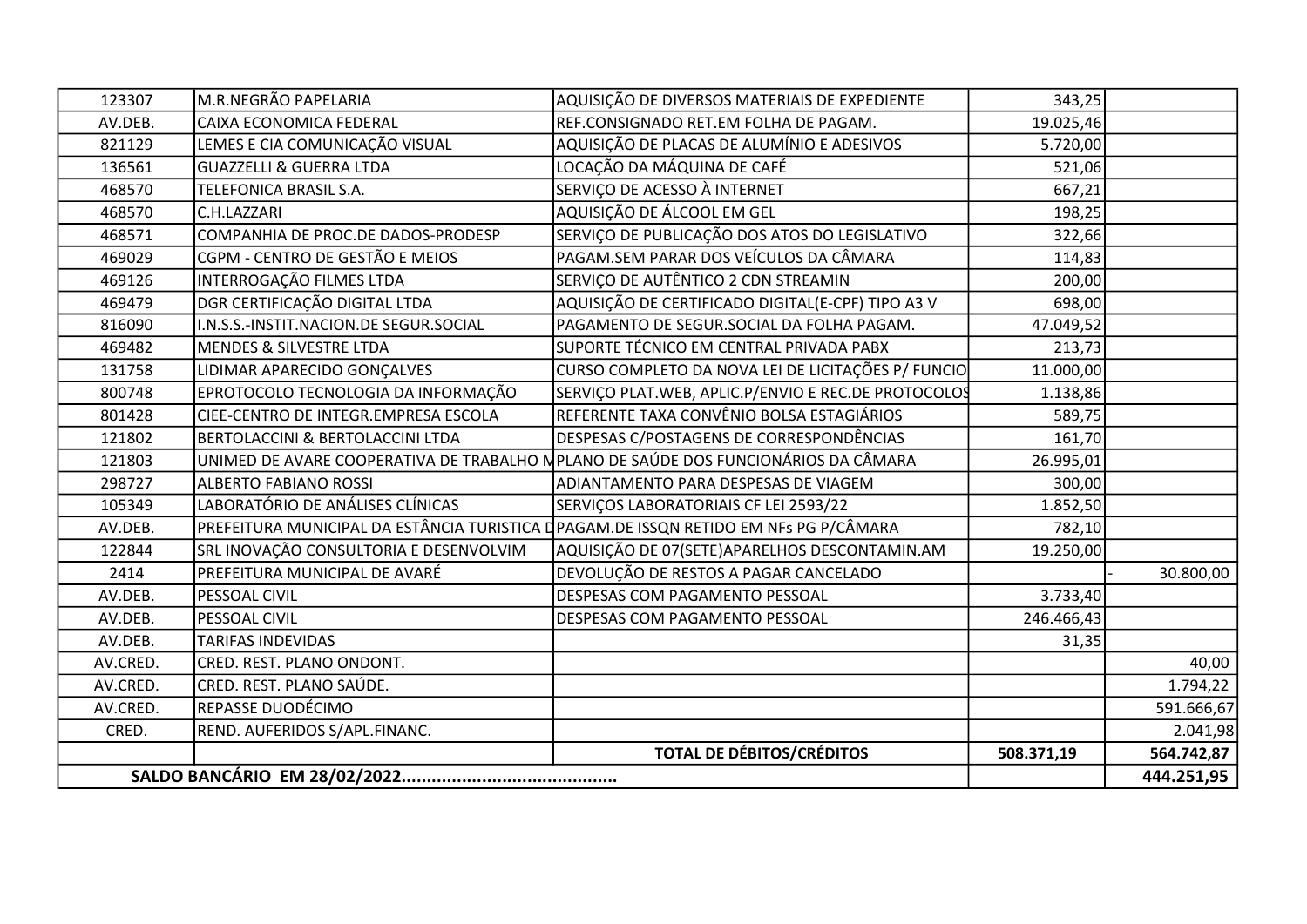| | | | | |
|---|---|---|---|---|
| 123307 | M.R.NEGRÃO PAPELARIA | AQUISIÇÃO DE DIVERSOS MATERIAIS DE EXPEDIENTE | 343,25 | |
| AV.DEB. | CAIXA ECONOMICA FEDERAL | REF.CONSIGNADO RET.EM FOLHA DE PAGAM. | 19.025,46 | |
| 821129 | LEMES E CIA COMUNICAÇÃO VISUAL | AQUISIÇÃO DE PLACAS DE ALUMÍNIO E ADESIVOS | 5.720,00 | |
| 136561 | GUAZZELLI & GUERRA LTDA | LOCAÇÃO DA MÁQUINA DE CAFÉ | 521,06 | |
| 468570 | TELEFONICA BRASIL S.A. | SERVIÇO DE ACESSO À INTERNET | 667,21 | |
| 468570 | C.H.LAZZARI | AQUISIÇÃO DE ÁLCOOL EM GEL | 198,25 | |
| 468571 | COMPANHIA DE PROC.DE DADOS-PRODESP | SERVIÇO DE PUBLICAÇÃO DOS ATOS DO LEGISLATIVO | 322,66 | |
| 469029 | CGPM - CENTRO DE GESTÃO E MEIOS | PAGAM.SEM PARAR DOS VEÍCULOS DA CÂMARA | 114,83 | |
| 469126 | INTERROGAÇÃO FILMES LTDA | SERVIÇO DE AUTÊNTICO 2 CDN STREAMIN | 200,00 | |
| 469479 | DGR CERTIFICAÇÃO DIGITAL LTDA | AQUISIÇÃO DE CERTIFICADO DIGITAL(E-CPF) TIPO A3 V | 698,00 | |
| 816090 | I.N.S.S.-INSTIT.NACION.DE SEGUR.SOCIAL | PAGAMENTO DE SEGUR.SOCIAL DA FOLHA PAGAM. | 47.049,52 | |
| 469482 | MENDES & SILVESTRE LTDA | SUPORTE TÉCNICO EM CENTRAL PRIVADA PABX | 213,73 | |
| 131758 | LIDIMAR APARECIDO GONÇALVES | CURSO COMPLETO DA NOVA LEI DE LICITAÇÕES P/ FUNCIO | 11.000,00 | |
| 800748 | EPROTOCOLO TECNOLOGIA DA INFORMAÇÃO | SERVIÇO PLAT.WEB, APLIC.P/ENVIO E REC.DE PROTOCOLOS | 1.138,86 | |
| 801428 | CIEE-CENTRO DE INTEGR.EMPRESA ESCOLA | REFERENTE TAXA CONVÊNIO BOLSA ESTAGIÁRIOS | 589,75 | |
| 121802 | BERTOLACCINI & BERTOLACCINI LTDA | DESPESAS C/POSTAGENS DE CORRESPONDÊNCIAS | 161,70 | |
| 121803 | UNIMED DE AVARE COOPERATIVA DE TRABALHO M | PLANO DE SAÚDE DOS FUNCIONÁRIOS DA CÂMARA | 26.995,01 | |
| 298727 | ALBERTO FABIANO ROSSI | ADIANTAMENTO PARA DESPESAS DE VIAGEM | 300,00 | |
| 105349 | LABORATÓRIO DE ANÁLISES CLÍNICAS | SERVIÇOS LABORATORIAIS CF LEI 2593/22 | 1.852,50 | |
| AV.DEB. | PREFEITURA MUNICIPAL DA ESTÂNCIA TURISTICA D | PAGAM.DE ISSQN RETIDO EM NFs PG P/CÂMARA | 782,10 | |
| 122844 | SRL INOVAÇÃO CONSULTORIA E DESENVOLVIM | AQUISIÇÃO DE 07(SETE)APARELHOS DESCONTAMIN.AM | 19.250,00 | |
| 2414 | PREFEITURA MUNICIPAL DE AVARÉ | DEVOLUÇÃO DE RESTOS A PAGAR CANCELADO | | - 30.800,00 |
| AV.DEB. | PESSOAL CIVIL | DESPESAS COM PAGAMENTO PESSOAL | 3.733,40 | |
| AV.DEB. | PESSOAL CIVIL | DESPESAS COM PAGAMENTO PESSOAL | 246.466,43 | |
| AV.DEB. | TARIFAS INDEVIDAS | | 31,35 | |
| AV.CRED. | CRED. REST. PLANO ONDONT. | | | 40,00 |
| AV.CRED. | CRED. REST. PLANO SAÚDE. | | | 1.794,22 |
| AV.CRED. | REPASSE DUODÉCIMO | | | 591.666,67 |
| CRED. | REND. AUFERIDOS S/APL.FINANC. | | | 2.041,98 |
| | | **TOTAL DE DÉBITOS/CRÉDITOS** | **508.371,19** | **564.742,87** |
| **SALDO BANCÁRIO EM 28/02/2022............................................** | | | | **444.251,95** |